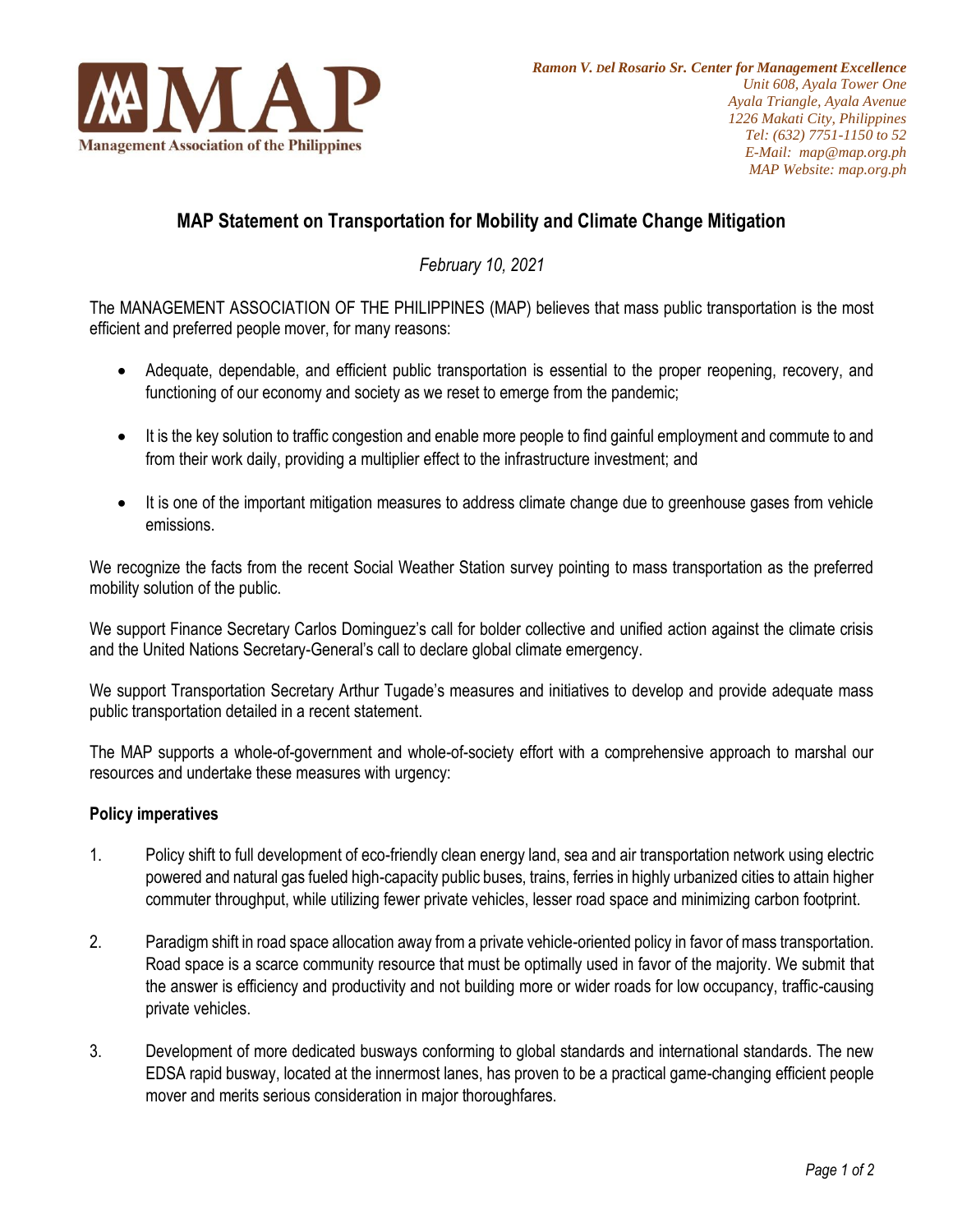**Management Association of the Philippines**

*Ramon V. Del Rosario Sr. Center for Management Excellence*
*Unit 608, Ayala Tower One*
*Ayala Triangle, Ayala Avenue*
*1226 Makati City, Philippines*
*Tel: (632) 7751-1150 to 52*
*E-Mail: map@map.org.ph*
*MAP Website: map.org.ph*

# MAP Statement on Transportation for Mobility and Climate Change Mitigation

*February 10, 2021*

The MANAGEMENT ASSOCIATION OF THE PHILIPPINES (MAP) believes that mass public transportation is the most efficient and preferred people mover, for many reasons:

- Adequate, dependable, and efficient public transportation is essential to the proper reopening, recovery, and functioning of our economy and society as we reset to emerge from the pandemic;
- It is the key solution to traffic congestion and enable more people to find gainful employment and commute to and from their work daily, providing a multiplier effect to the infrastructure investment; and
- It is one of the important mitigation measures to address climate change due to greenhouse gases from vehicle emissions.

We recognize the facts from the recent Social Weather Station survey pointing to mass transportation as the preferred mobility solution of the public.

We support Finance Secretary Carlos Dominguez's call for bolder collective and unified action against the climate crisis and the United Nations Secretary-General's call to declare global climate emergency.

We support Transportation Secretary Arthur Tugade's measures and initiatives to develop and provide adequate mass public transportation detailed in a recent statement.

The MAP supports a whole-of-government and whole-of-society effort with a comprehensive approach to marshal our resources and undertake these measures with urgency:

**Policy imperatives**

1. Policy shift to full development of eco-friendly clean energy land, sea and air transportation network using electric powered and natural gas fueled high-capacity public buses, trains, ferries in highly urbanized cities to attain higher commuter throughput, while utilizing fewer private vehicles, lesser road space and minimizing carbon footprint.

2. Paradigm shift in road space allocation away from a private vehicle-oriented policy in favor of mass transportation. Road space is a scarce community resource that must be optimally used in favor of the majority. We submit that the answer is efficiency and productivity and not building more or wider roads for low occupancy, traffic-causing private vehicles.

3. Development of more dedicated busways conforming to global standards and international standards. The new EDSA rapid busway, located at the innermost lanes, has proven to be a practical game-changing efficient people mover and merits serious consideration in major thoroughfares.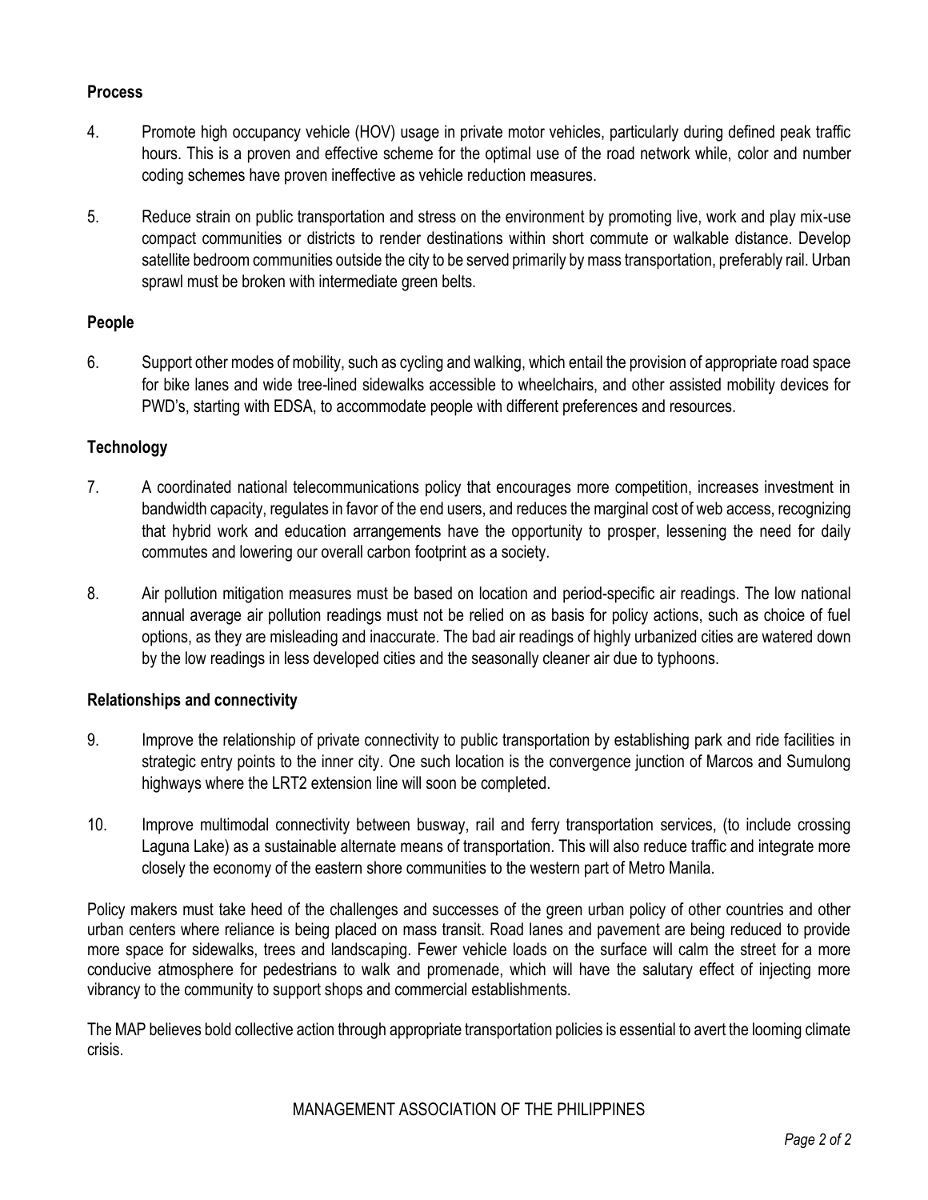**Process**

4. Promote high occupancy vehicle (HOV) usage in private motor vehicles, particularly during defined peak traffic hours. This is a proven and effective scheme for the optimal use of the road network while, color and number coding schemes have proven ineffective as vehicle reduction measures.

5. Reduce strain on public transportation and stress on the environment by promoting live, work and play mix-use compact communities or districts to render destinations within short commute or walkable distance. Develop satellite bedroom communities outside the city to be served primarily by mass transportation, preferably rail. Urban sprawl must be broken with intermediate green belts.

**People**

6. Support other modes of mobility, such as cycling and walking, which entail the provision of appropriate road space for bike lanes and wide tree-lined sidewalks accessible to wheelchairs, and other assisted mobility devices for PWD's, starting with EDSA, to accommodate people with different preferences and resources.

**Technology**

7. A coordinated national telecommunications policy that encourages more competition, increases investment in bandwidth capacity, regulates in favor of the end users, and reduces the marginal cost of web access, recognizing that hybrid work and education arrangements have the opportunity to prosper, lessening the need for daily commutes and lowering our overall carbon footprint as a society.

8. Air pollution mitigation measures must be based on location and period-specific air readings. The low national annual average air pollution readings must not be relied on as basis for policy actions, such as choice of fuel options, as they are misleading and inaccurate. The bad air readings of highly urbanized cities are watered down by the low readings in less developed cities and the seasonally cleaner air due to typhoons.

**Relationships and connectivity**

9. Improve the relationship of private connectivity to public transportation by establishing park and ride facilities in strategic entry points to the inner city. One such location is the convergence junction of Marcos and Sumulong highways where the LRT2 extension line will soon be completed.

10. Improve multimodal connectivity between busway, rail and ferry transportation services, (to include crossing Laguna Lake) as a sustainable alternate means of transportation. This will also reduce traffic and integrate more closely the economy of the eastern shore communities to the western part of Metro Manila.

Policy makers must take heed of the challenges and successes of the green urban policy of other countries and other urban centers where reliance is being placed on mass transit. Road lanes and pavement are being reduced to provide more space for sidewalks, trees and landscaping. Fewer vehicle loads on the surface will calm the street for a more conducive atmosphere for pedestrians to walk and promenade, which will have the salutary effect of injecting more vibrancy to the community to support shops and commercial establishments.

The MAP believes bold collective action through appropriate transportation policies is essential to avert the looming climate crisis.

MANAGEMENT ASSOCIATION OF THE PHILIPPINES